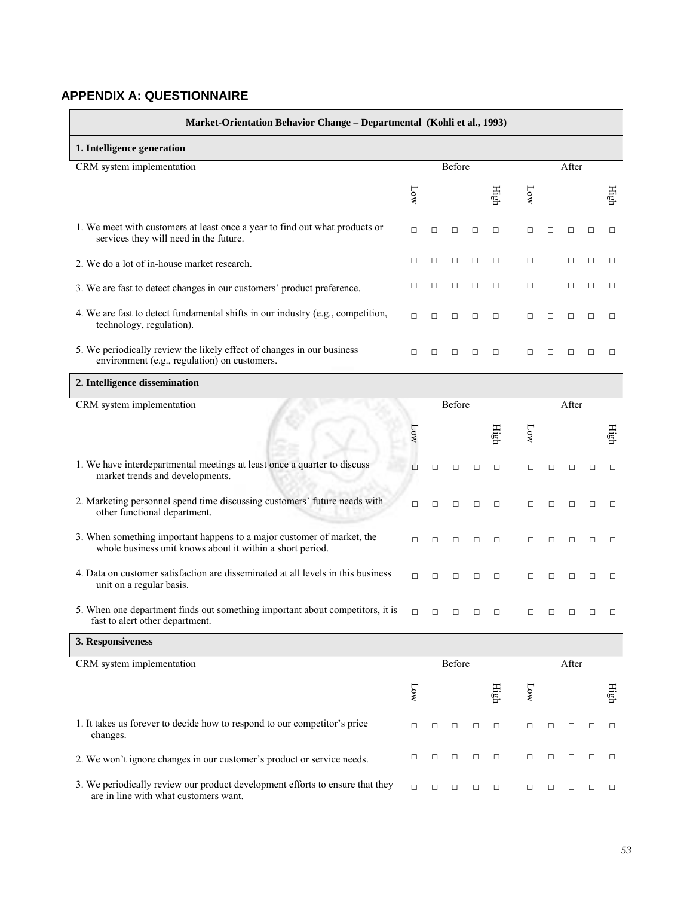## APPENDIX A: QUESTIONNAIRE

**Market-Orientation Behavior Change – Departmental (Kohli et al., 1993)**

**1. Intelligence generation**

| CRM system implementation | Before | | | | | After | | | | |
|---|---|---|---|---|---|---|---|---|---|---|
| | Low | | | | High | Low | | | | High |
| 1. We meet with customers at least once a year to find out what products or services they will need in the future. | □ | □ | □ | □ | □ | □ | □ | □ | □ | □ |
| 2. We do a lot of in-house market research. | □ | □ | □ | □ | □ | □ | □ | □ | □ | □ |
| 3. We are fast to detect changes in our customers' product preference. | □ | □ | □ | □ | □ | □ | □ | □ | □ | □ |
| 4. We are fast to detect fundamental shifts in our industry (e.g., competition, technology, regulation). | □ | □ | □ | □ | □ | □ | □ | □ | □ | □ |
| 5. We periodically review the likely effect of changes in our business environment (e.g., regulation) on customers. | □ | □ | □ | □ | □ | □ | □ | □ | □ | □ |

**2. Intelligence dissemination**

| CRM system implementation | Before | | | | | After | | | | |
|---|---|---|---|---|---|---|---|---|---|---|
| | Low | | | | High | Low | | | | High |
| 1. We have interdepartmental meetings at least once a quarter to discuss market trends and developments. | □ | □ | □ | □ | □ | □ | □ | □ | □ | □ |
| 2. Marketing personnel spend time discussing customers' future needs with other functional department. | □ | □ | □ | □ | □ | □ | □ | □ | □ | □ |
| 3. When something important happens to a major customer of market, the whole business unit knows about it within a short period. | □ | □ | □ | □ | □ | □ | □ | □ | □ | □ |
| 4. Data on customer satisfaction are disseminated at all levels in this business unit on a regular basis. | □ | □ | □ | □ | □ | □ | □ | □ | □ | □ |
| 5. When one department finds out something important about competitors, it is fast to alert other department. | □ | □ | □ | □ | □ | □ | □ | □ | □ | □ |

**3. Responsiveness**

| CRM system implementation | Before | | | | | After | | | | |
|---|---|---|---|---|---|---|---|---|---|---|
| | Low | | | | High | Low | | | | High |
| 1. It takes us forever to decide how to respond to our competitor's price changes. | □ | □ | □ | □ | □ | □ | □ | □ | □ | □ |
| 2. We won't ignore changes in our customer's product or service needs. | □ | □ | □ | □ | □ | □ | □ | □ | □ | □ |
| 3. We periodically review our product development efforts to ensure that they are in line with what customers want. | □ | □ | □ | □ | □ | □ | □ | □ | □ | □ |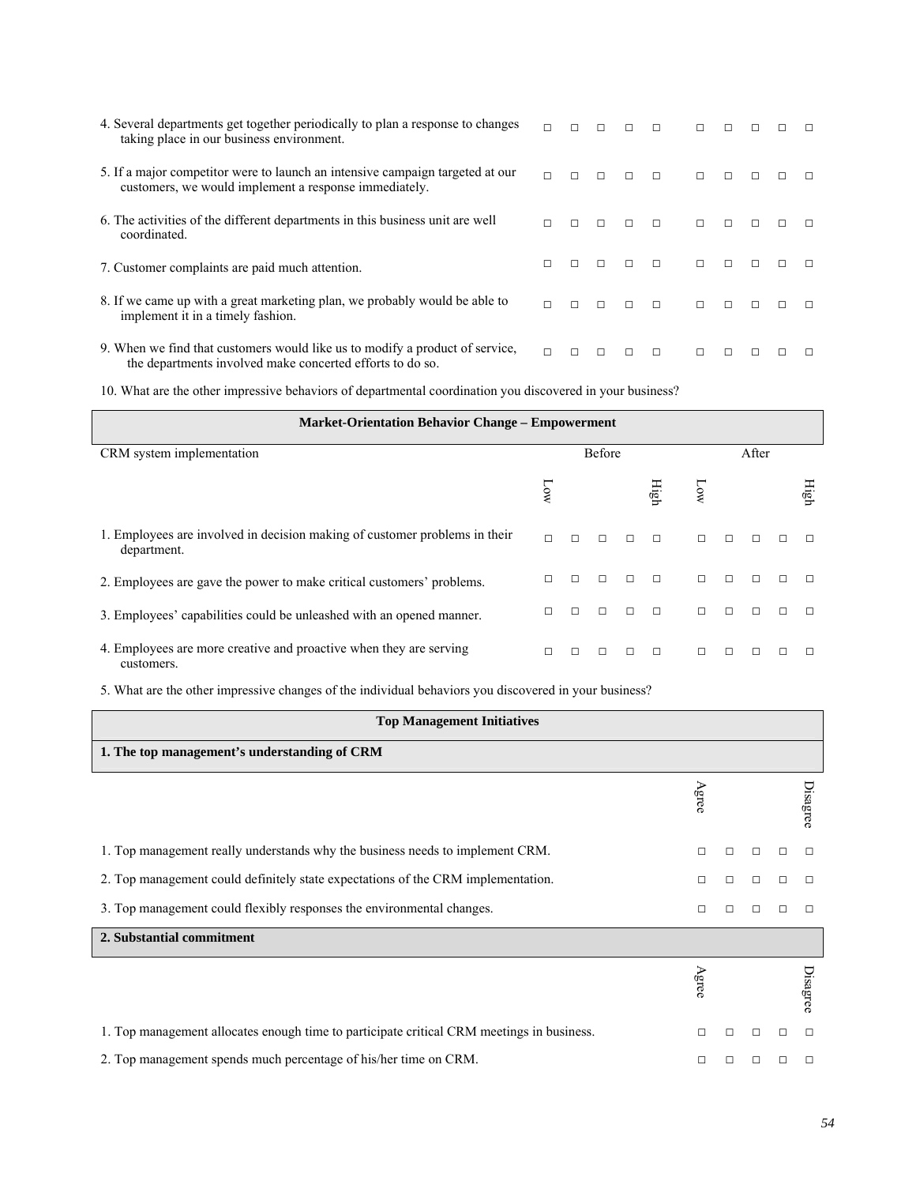| | | | | | | | | | | |
|---|---|---|---|---|---|---|---|---|---|---|
| 4. Several departments get together periodically to plan a response to changes taking place in our business environment. | □ | □ | □ | □ | □ | □ | □ | □ | □ | □ |
| 5. If a major competitor were to launch an intensive campaign targeted at our customers, we would implement a response immediately. | □ | □ | □ | □ | □ | □ | □ | □ | □ | □ |
| 6. The activities of the different departments in this business unit are well coordinated. | □ | □ | □ | □ | □ | □ | □ | □ | □ | □ |
| 7. Customer complaints are paid much attention. | □ | □ | □ | □ | □ | □ | □ | □ | □ | □ |
| 8. If we came up with a great marketing plan, we probably would be able to implement it in a timely fashion. | □ | □ | □ | □ | □ | □ | □ | □ | □ | □ |
| 9. When we find that customers would like us to modify a product of service, the departments involved make concerted efforts to do so. | □ | □ | □ | □ | □ | □ | □ | □ | □ | □ |

10. What are the other impressive behaviors of departmental coordination you discovered in your business?

**Market-Orientation Behavior Change – Empowerment**

| CRM system implementation | Before | | | | | After | | | | |
|---|---|---|---|---|---|---|---|---|---|---|
| | Low | | | | High | Low | | | | High |
| 1. Employees are involved in decision making of customer problems in their department. | □ | □ | □ | □ | □ | □ | □ | □ | □ | □ |
| 2. Employees are gave the power to make critical customers' problems. | □ | □ | □ | □ | □ | □ | □ | □ | □ | □ |
| 3. Employees' capabilities could be unleashed with an opened manner. | □ | □ | □ | □ | □ | □ | □ | □ | □ | □ |
| 4. Employees are more creative and proactive when they are serving customers. | □ | □ | □ | □ | □ | □ | □ | □ | □ | □ |

5. What are the other impressive changes of the individual behaviors you discovered in your business?

**Top Management Initiatives**

**1. The top management's understanding of CRM**

| | Agree | | | | Disagree |
|---|---|---|---|---|---|
| 1. Top management really understands why the business needs to implement CRM. | □ | □ | □ | □ | □ |
| 2. Top management could definitely state expectations of the CRM implementation. | □ | □ | □ | □ | □ |
| 3. Top management could flexibly responses the environmental changes. | □ | □ | □ | □ | □ |

**2. Substantial commitment**

| | Agree | | | | Disagree |
|---|---|---|---|---|---|
| 1. Top management allocates enough time to participate critical CRM meetings in business. | □ | □ | □ | □ | □ |
| 2. Top management spends much percentage of his/her time on CRM. | □ | □ | □ | □ | □ |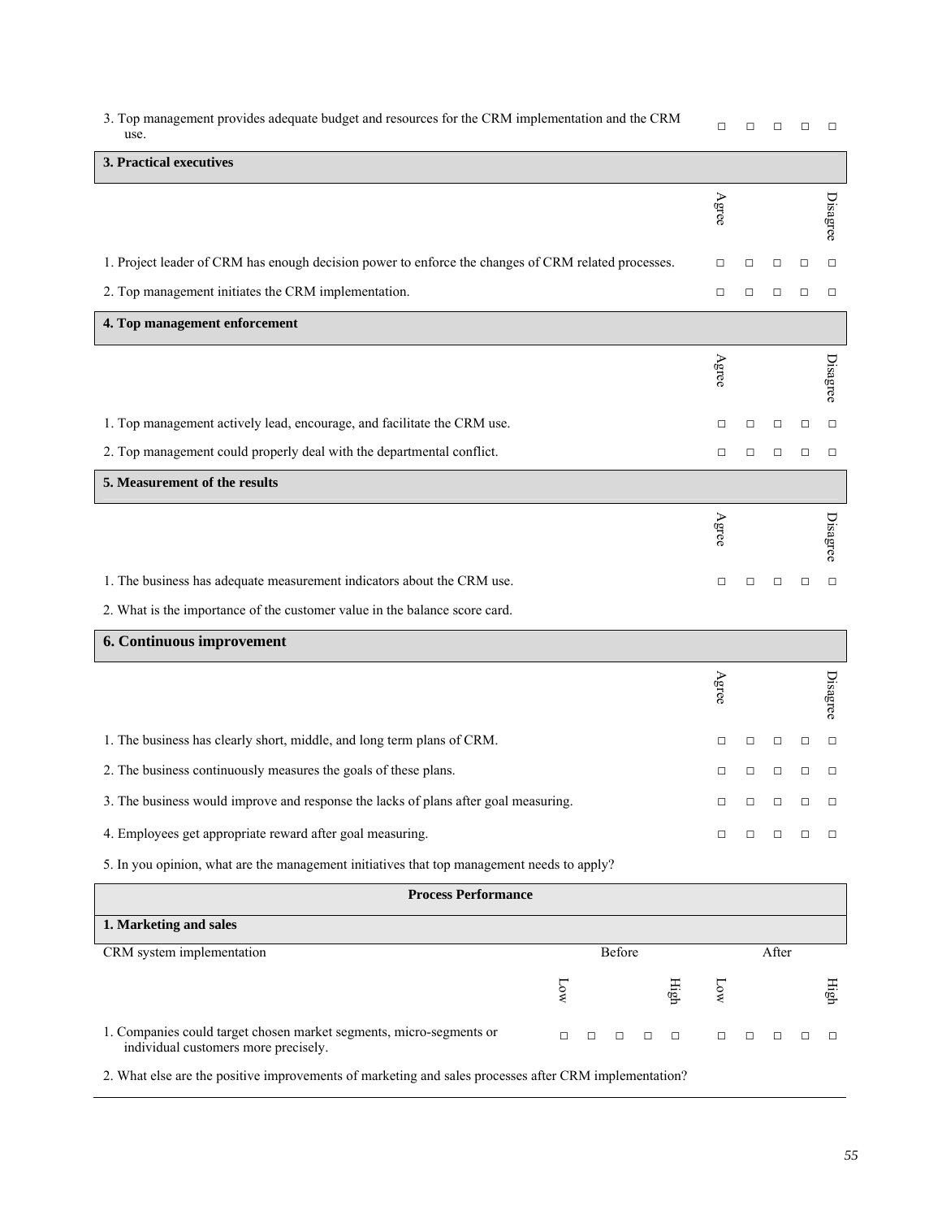| | | | | | |
|---|---|---|---|---|---|
| 3. Top management provides adequate budget and resources for the CRM implementation and the CRM use. | □ | □ | □ | □ | □ |

| 3. Practical executives | | | | | |
|---|---|---|---|---|---|
| | Agree | | | | Disagree |
| 1. Project leader of CRM has enough decision power to enforce the changes of CRM related processes. | □ | □ | □ | □ | □ |
| 2. Top management initiates the CRM implementation. | □ | □ | □ | □ | □ |

| 4. Top management enforcement | | | | | |
|---|---|---|---|---|---|
| | Agree | | | | Disagree |
| 1. Top management actively lead, encourage, and facilitate the CRM use. | □ | □ | □ | □ | □ |
| 2. Top management could properly deal with the departmental conflict. | □ | □ | □ | □ | □ |

| 5. Measurement of the results | | | | | |
|---|---|---|---|---|---|
| | Agree | | | | Disagree |
| 1. The business has adequate measurement indicators about the CRM use. | □ | □ | □ | □ | □ |

2. What is the importance of the customer value in the balance score card.

| 6. Continuous improvement | | | | | |
|---|---|---|---|---|---|
| | Agree | | | | Disagree |
| 1. The business has clearly short, middle, and long term plans of CRM. | □ | □ | □ | □ | □ |
| 2. The business continuously measures the goals of these plans. | □ | □ | □ | □ | □ |
| 3. The business would improve and response the lacks of plans after goal measuring. | □ | □ | □ | □ | □ |
| 4. Employees get appropriate reward after goal measuring. | □ | □ | □ | □ | □ |

5. In you opinion, what are the management initiatives that top management needs to apply?

**Process Performance**

| 1. Marketing and sales | | | | | | | | | | |
|---|---|---|---|---|---|---|---|---|---|---|
| CRM system implementation | Before | | | | | After | | | | |
| | Low | | | | High | Low | | | | High |
| 1. Companies could target chosen market segments, micro-segments or individual customers more precisely. | □ | □ | □ | □ | □ | □ | □ | □ | □ | □ |

2. What else are the positive improvements of marketing and sales processes after CRM implementation?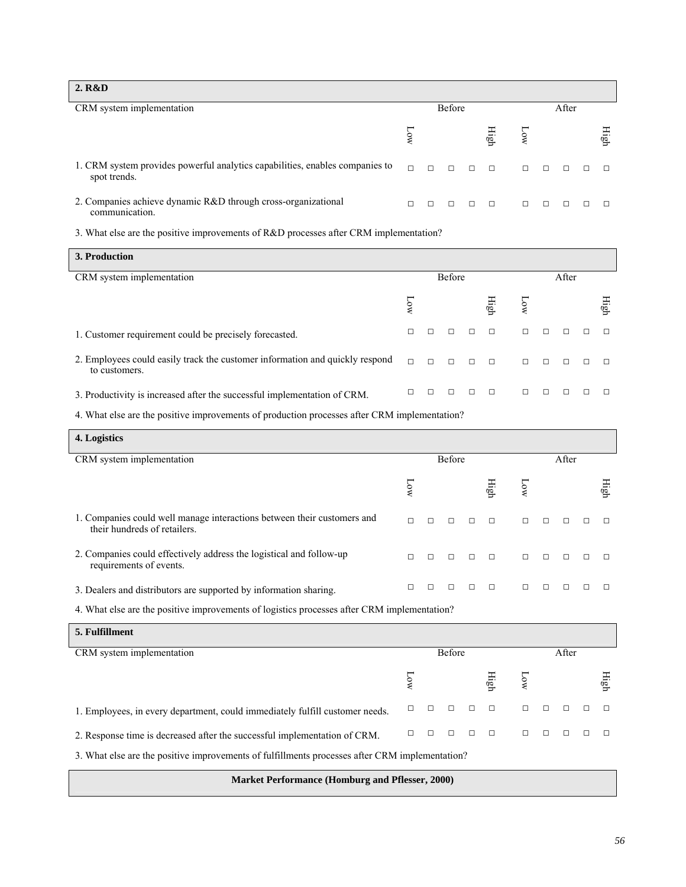| **2. R&D** | | | | | | | | | | |
|---|---|---|---|---|---|---|---|---|---|---|
| CRM system implementation | Before | | | | | After | | | | |
| | Low | | | | High | Low | | | | High |
| 1. CRM system provides powerful analytics capabilities, enables companies to spot trends. | □ | □ | □ | □ | □ | □ | □ | □ | □ | □ |
| 2. Companies achieve dynamic R&D through cross-organizational communication. | □ | □ | □ | □ | □ | □ | □ | □ | □ | □ |

3. What else are the positive improvements of R&D processes after CRM implementation?

| **3. Production** | | | | | | | | | | |
|---|---|---|---|---|---|---|---|---|---|---|
| CRM system implementation | Before | | | | | After | | | | |
| | Low | | | | High | Low | | | | High |
| 1. Customer requirement could be precisely forecasted. | □ | □ | □ | □ | □ | □ | □ | □ | □ | □ |
| 2. Employees could easily track the customer information and quickly respond to customers. | □ | □ | □ | □ | □ | □ | □ | □ | □ | □ |
| 3. Productivity is increased after the successful implementation of CRM. | □ | □ | □ | □ | □ | □ | □ | □ | □ | □ |

4. What else are the positive improvements of production processes after CRM implementation?

| **4. Logistics** | | | | | | | | | | |
|---|---|---|---|---|---|---|---|---|---|---|
| CRM system implementation | Before | | | | | After | | | | |
| | Low | | | | High | Low | | | | High |
| 1. Companies could well manage interactions between their customers and their hundreds of retailers. | □ | □ | □ | □ | □ | □ | □ | □ | □ | □ |
| 2. Companies could effectively address the logistical and follow-up requirements of events. | □ | □ | □ | □ | □ | □ | □ | □ | □ | □ |
| 3. Dealers and distributors are supported by information sharing. | □ | □ | □ | □ | □ | □ | □ | □ | □ | □ |

4. What else are the positive improvements of logistics processes after CRM implementation?

| **5. Fulfillment** | | | | | | | | | | |
|---|---|---|---|---|---|---|---|---|---|---|
| CRM system implementation | Before | | | | | After | | | | |
| | Low | | | | High | Low | | | | High |
| 1. Employees, in every department, could immediately fulfill customer needs. | □ | □ | □ | □ | □ | □ | □ | □ | □ | □ |
| 2. Response time is decreased after the successful implementation of CRM. | □ | □ | □ | □ | □ | □ | □ | □ | □ | □ |

3. What else are the positive improvements of fulfillments processes after CRM implementation?

**Market Performance (Homburg and Pflesser, 2000)**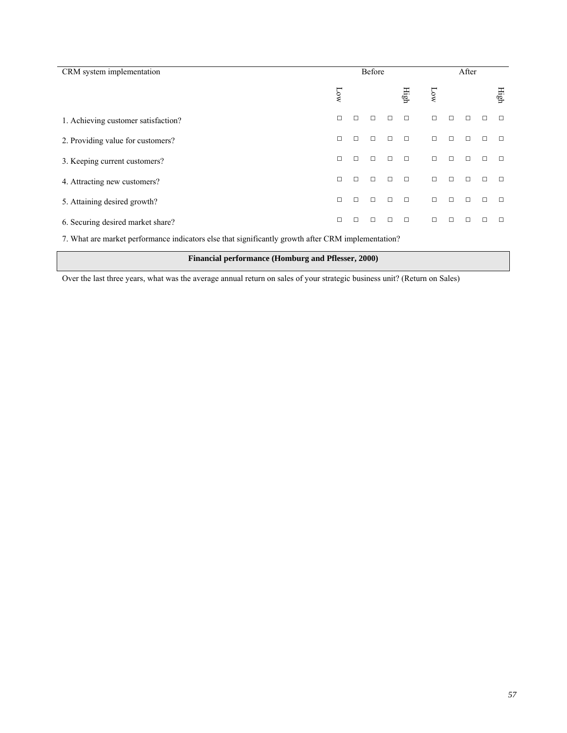| CRM system implementation | Before | | | | | After | | | | |
|---|---|---|---|---|---|---|---|---|---|---|
| | Low | | | | High | Low | | | | High |
| 1. Achieving customer satisfaction? | □ | □ | □ | □ | □ | □ | □ | □ | □ | □ |
| 2. Providing value for customers? | □ | □ | □ | □ | □ | □ | □ | □ | □ | □ |
| 3. Keeping current customers? | □ | □ | □ | □ | □ | □ | □ | □ | □ | □ |
| 4. Attracting new customers? | □ | □ | □ | □ | □ | □ | □ | □ | □ | □ |
| 5. Attaining desired growth? | □ | □ | □ | □ | □ | □ | □ | □ | □ | □ |
| 6. Securing desired market share? | □ | □ | □ | □ | □ | □ | □ | □ | □ | □ |

7. What are market performance indicators else that significantly growth after CRM implementation?

**Financial performance (Homburg and Pflesser, 2000)**

Over the last three years, what was the average annual return on sales of your strategic business unit? (Return on Sales)